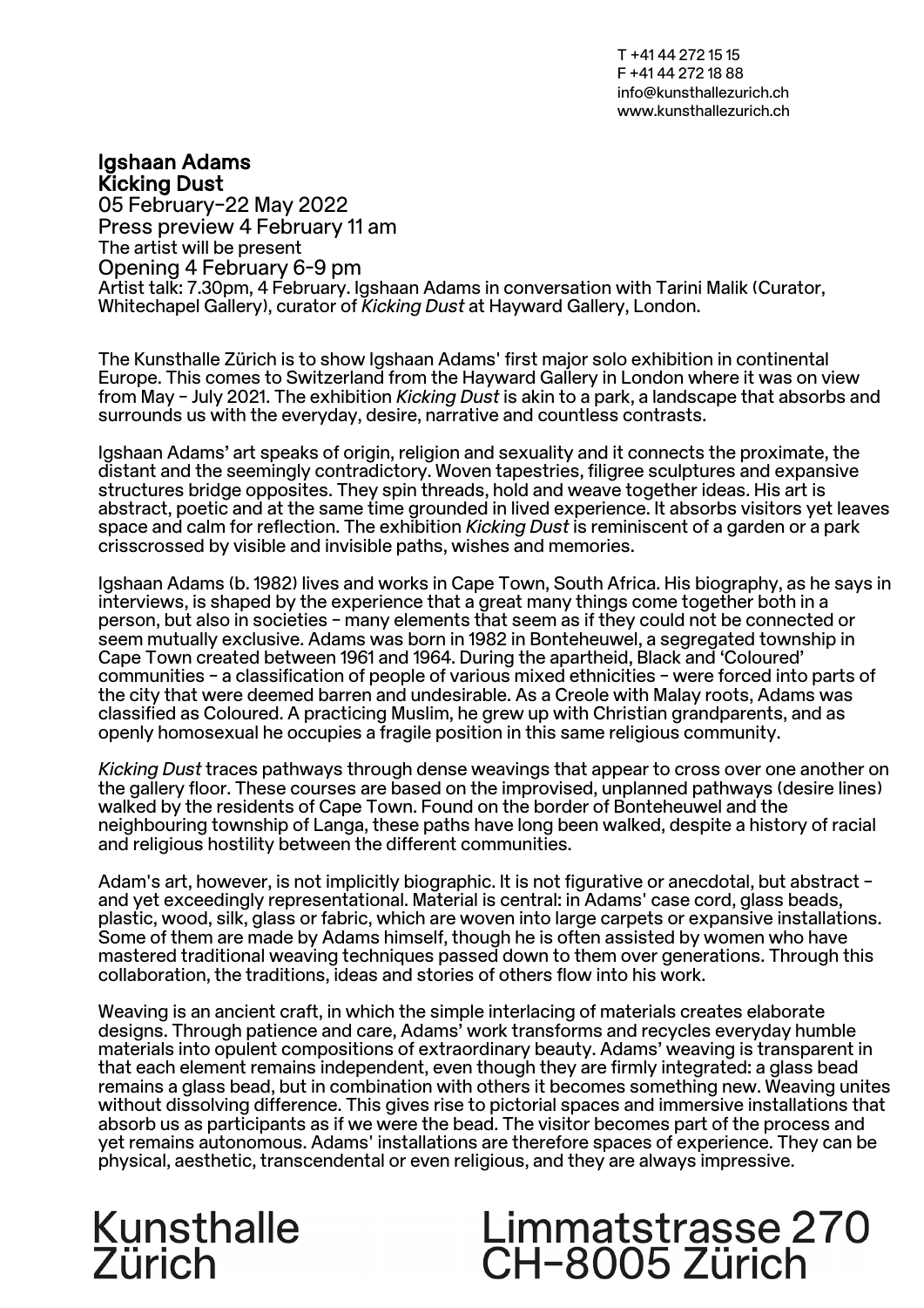T +41 44 272 15 15
F +41 44 272 18 88
info@kunsthallezurich.ch
www.kunsthallezurich.ch

# Igshaan Adams
# Kicking Dust

05 February–22 May 2022
Press preview 4 February 11 am
The artist will be present
Opening 4 February 6-9 pm
Artist talk: 7.30pm, 4 February. Igshaan Adams in conversation with Tarini Malik (Curator, Whitechapel Gallery), curator of *Kicking Dust* at Hayward Gallery, London.

The Kunsthalle Zürich is to show Igshaan Adams' first major solo exhibition in continental Europe. This comes to Switzerland from the Hayward Gallery in London where it was on view from May – July 2021. The exhibition *Kicking Dust* is akin to a park, a landscape that absorbs and surrounds us with the everyday, desire, narrative and countless contrasts.

Igshaan Adams' art speaks of origin, religion and sexuality and it connects the proximate, the distant and the seemingly contradictory. Woven tapestries, filigree sculptures and expansive structures bridge opposites. They spin threads, hold and weave together ideas. His art is abstract, poetic and at the same time grounded in lived experience. It absorbs visitors yet leaves space and calm for reflection. The exhibition *Kicking Dust* is reminiscent of a garden or a park crisscrossed by visible and invisible paths, wishes and memories.

Igshaan Adams (b. 1982) lives and works in Cape Town, South Africa. His biography, as he says in interviews, is shaped by the experience that a great many things come together both in a person, but also in societies – many elements that seem as if they could not be connected or seem mutually exclusive. Adams was born in 1982 in Bonteheuwel, a segregated township in Cape Town created between 1961 and 1964. During the apartheid, Black and 'Coloured' communities – a classification of people of various mixed ethnicities – were forced into parts of the city that were deemed barren and undesirable. As a Creole with Malay roots, Adams was classified as Coloured. A practicing Muslim, he grew up with Christian grandparents, and as openly homosexual he occupies a fragile position in this same religious community.

*Kicking Dust* traces pathways through dense weavings that appear to cross over one another on the gallery floor. These courses are based on the improvised, unplanned pathways (desire lines) walked by the residents of Cape Town. Found on the border of Bonteheuwel and the neighbouring township of Langa, these paths have long been walked, despite a history of racial and religious hostility between the different communities.

Adam's art, however, is not implicitly biographic. It is not figurative or anecdotal, but abstract – and yet exceedingly representational. Material is central: in Adams' case cord, glass beads, plastic, wood, silk, glass or fabric, which are woven into large carpets or expansive installations. Some of them are made by Adams himself, though he is often assisted by women who have mastered traditional weaving techniques passed down to them over generations. Through this collaboration, the traditions, ideas and stories of others flow into his work.

Weaving is an ancient craft, in which the simple interlacing of materials creates elaborate designs. Through patience and care, Adams' work transforms and recycles everyday humble materials into opulent compositions of extraordinary beauty. Adams' weaving is transparent in that each element remains independent, even though they are firmly integrated: a glass bead remains a glass bead, but in combination with others it becomes something new. Weaving unites without dissolving difference. This gives rise to pictorial spaces and immersive installations that absorb us as participants as if we were the bead. The visitor becomes part of the process and yet remains autonomous. Adams' installations are therefore spaces of experience. They can be physical, aesthetic, transcendental or even religious, and they are always impressive.

Kunsthalle Zürich
Limmatstrasse 270
CH-8005 Zürich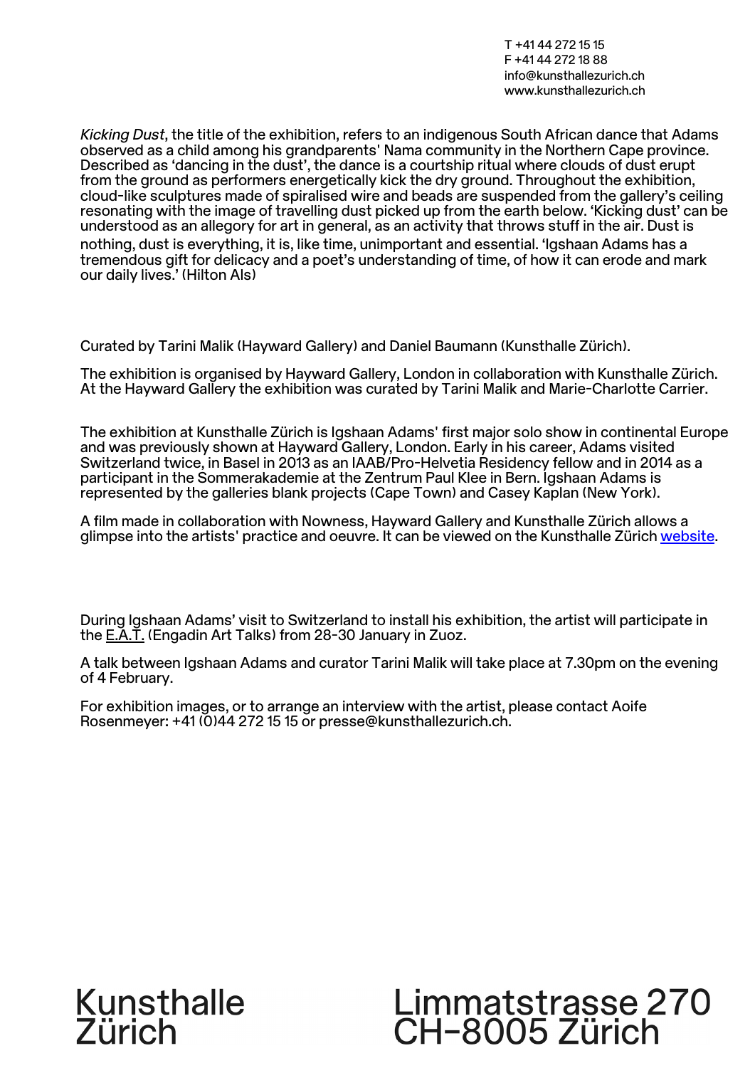T +41 44 272 15 15
F +41 44 272 18 88
info@kunsthallezurich.ch
www.kunsthallezurich.ch

*Kicking Dust*, the title of the exhibition, refers to an indigenous South African dance that Adams observed as a child among his grandparents' Nama community in the Northern Cape province. Described as 'dancing in the dust', the dance is a courtship ritual where clouds of dust erupt from the ground as performers energetically kick the dry ground. Throughout the exhibition, cloud-like sculptures made of spiralised wire and beads are suspended from the gallery's ceiling resonating with the image of travelling dust picked up from the earth below. 'Kicking dust' can be understood as an allegory for art in general, as an activity that throws stuff in the air. Dust is nothing, dust is everything, it is, like time, unimportant and essential. 'Igshaan Adams has a tremendous gift for delicacy and a poet's understanding of time, of how it can erode and mark our daily lives.' (Hilton Als)

Curated by Tarini Malik (Hayward Gallery) and Daniel Baumann (Kunsthalle Zürich).

The exhibition is organised by Hayward Gallery, London in collaboration with Kunsthalle Zürich. At the Hayward Gallery the exhibition was curated by Tarini Malik and Marie-Charlotte Carrier.

The exhibition at Kunsthalle Zürich is Igshaan Adams' first major solo show in continental Europe and was previously shown at Hayward Gallery, London. Early in his career, Adams visited Switzerland twice, in Basel in 2013 as an IAAB/Pro-Helvetia Residency fellow and in 2014 as a participant in the Sommerakademie at the Zentrum Paul Klee in Bern. Igshaan Adams is represented by the galleries blank projects (Cape Town) and Casey Kaplan (New York).

A film made in collaboration with Nowness, Hayward Gallery and Kunsthalle Zürich allows a glimpse into the artists' practice and oeuvre. It can be viewed on the Kunsthalle Zürich website.

During Igshaan Adams' visit to Switzerland to install his exhibition, the artist will participate in the E.A.T. (Engadin Art Talks) from 28-30 January in Zuoz.

A talk between Igshaan Adams and curator Tarini Malik will take place at 7.30pm on the evening of 4 February.

For exhibition images, or to arrange an interview with the artist, please contact Aoife Rosenmeyer: +41 (0)44 272 15 15 or presse@kunsthallezurich.ch.

Kunsthalle
Zürich

Limmatstrasse 270
CH-8005 Zürich